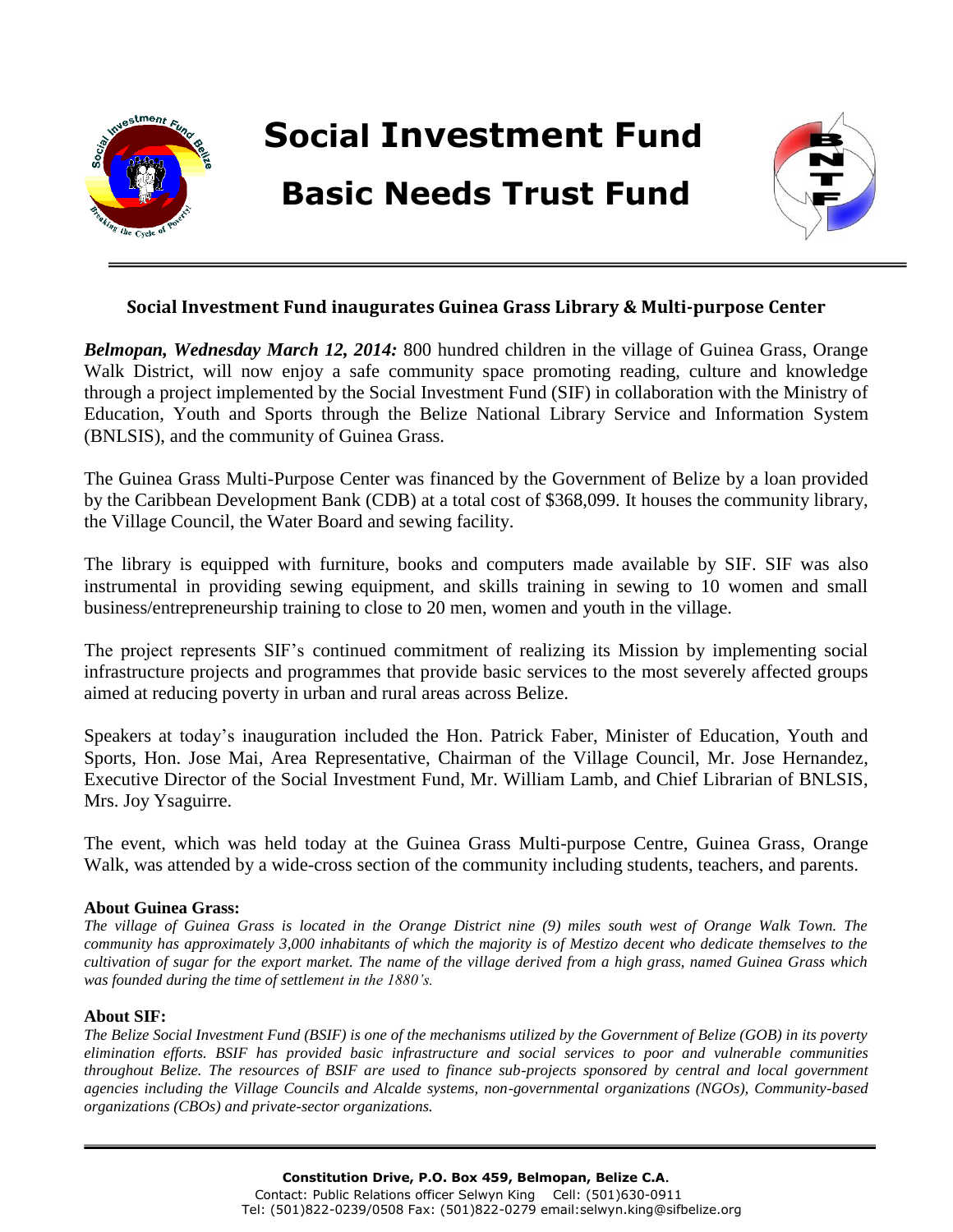# Social Investment Fund

# Basic Needs Trust Fund

## Social Investment Fund inaugurates Guinea Grass Library & Multi-purpose Center

***Belmopan, Wednesday March 12, 2014:*** 800 hundred children in the village of Guinea Grass, Orange Walk District, will now enjoy a safe community space promoting reading, culture and knowledge through a project implemented by the Social Investment Fund (SIF) in collaboration with the Ministry of Education, Youth and Sports through the Belize National Library Service and Information System (BNLSIS), and the community of Guinea Grass.

The Guinea Grass Multi-Purpose Center was financed by the Government of Belize by a loan provided by the Caribbean Development Bank (CDB) at a total cost of $368,099. It houses the community library, the Village Council, the Water Board and sewing facility.

The library is equipped with furniture, books and computers made available by SIF. SIF was also instrumental in providing sewing equipment, and skills training in sewing to 10 women and small business/entrepreneurship training to close to 20 men, women and youth in the village.

The project represents SIF's continued commitment of realizing its Mission by implementing social infrastructure projects and programmes that provide basic services to the most severely affected groups aimed at reducing poverty in urban and rural areas across Belize.

Speakers at today's inauguration included the Hon. Patrick Faber, Minister of Education, Youth and Sports, Hon. Jose Mai, Area Representative, Chairman of the Village Council, Mr. Jose Hernandez, Executive Director of the Social Investment Fund, Mr. William Lamb, and Chief Librarian of BNLSIS, Mrs. Joy Ysaguirre.

The event, which was held today at the Guinea Grass Multi-purpose Centre, Guinea Grass, Orange Walk, was attended by a wide-cross section of the community including students, teachers, and parents.

**About Guinea Grass:**

*The village of Guinea Grass is located in the Orange District nine (9) miles south west of Orange Walk Town. The community has approximately 3,000 inhabitants of which the majority is of Mestizo decent who dedicate themselves to the cultivation of sugar for the export market. The name of the village derived from a high grass, named Guinea Grass which was founded during the time of settlement in the 1880's.*

**About SIF:**

*The Belize Social Investment Fund (BSIF) is one of the mechanisms utilized by the Government of Belize (GOB) in its poverty elimination efforts. BSIF has provided basic infrastructure and social services to poor and vulnerable communities throughout Belize. The resources of BSIF are used to finance sub-projects sponsored by central and local government agencies including the Village Councils and Alcalde systems, non-governmental organizations (NGOs), Community-based organizations (CBOs) and private-sector organizations.*

**Constitution Drive, P.O. Box 459, Belmopan, Belize C.A.**
Contact: Public Relations officer Selwyn King Cell: (501)630-0911
Tel: (501)822-0239/0508 Fax: (501)822-0279 email:selwyn.king@sifbelize.org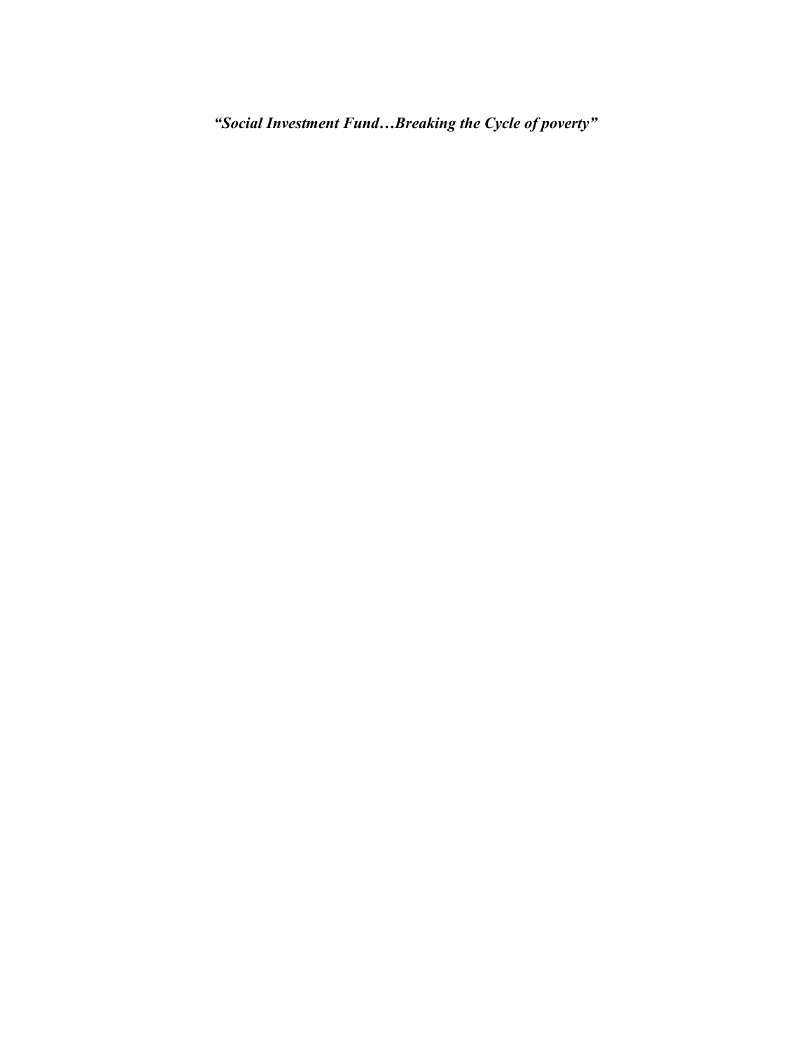***"Social Investment Fund…Breaking the Cycle of poverty"***